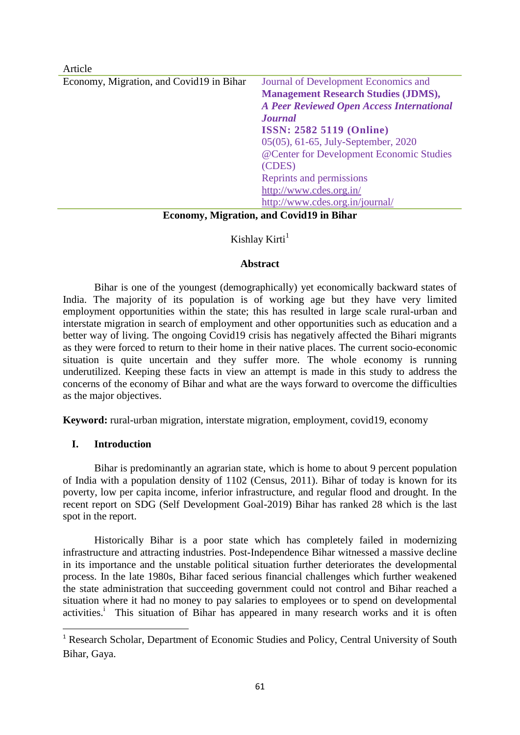Article

Economy, Migration, and Covid19 in Bihar

Journal of Development Economics and **Management Research Studies (JDMS),** ***A Peer Reviewed Open Access International Journal*** **ISSN: 2582 5119 (Online)** 05(05), 61-65, July-September, 2020 @Center for Development Economic Studies (CDES) Reprints and permissions http://www.cdes.org.in/ http://www.cdes.org.in/journal/

# Economy, Migration, and Covid19 in Bihar

Kishlay Kirti[1]

## Abstract

Bihar is one of the youngest (demographically) yet economically backward states of India. The majority of its population is of working age but they have very limited employment opportunities within the state; this has resulted in large scale rural-urban and interstate migration in search of employment and other opportunities such as education and a better way of living. The ongoing Covid19 crisis has negatively affected the Bihari migrants as they were forced to return to their home in their native places. The current socio-economic situation is quite uncertain and they suffer more. The whole economy is running underutilized. Keeping these facts in view an attempt is made in this study to address the concerns of the economy of Bihar and what are the ways forward to overcome the difficulties as the major objectives.

**Keyword:** rural-urban migration, interstate migration, employment, covid19, economy

## I. Introduction

Bihar is predominantly an agrarian state, which is home to about 9 percent population of India with a population density of 1102 (Census, 2011). Bihar of today is known for its poverty, low per capita income, inferior infrastructure, and regular flood and drought. In the recent report on SDG (Self Development Goal-2019) Bihar has ranked 28 which is the last spot in the report.

Historically Bihar is a poor state which has completely failed in modernizing infrastructure and attracting industries. Post-Independence Bihar witnessed a massive decline in its importance and the unstable political situation further deteriorates the developmental process. In the late 1980s, Bihar faced serious financial challenges which further weakened the state administration that succeeding government could not control and Bihar reached a situation where it had no money to pay salaries to employees or to spend on developmental activities.[i] This situation of Bihar has appeared in many research works and it is often

[1] Research Scholar, Department of Economic Studies and Policy, Central University of South Bihar, Gaya.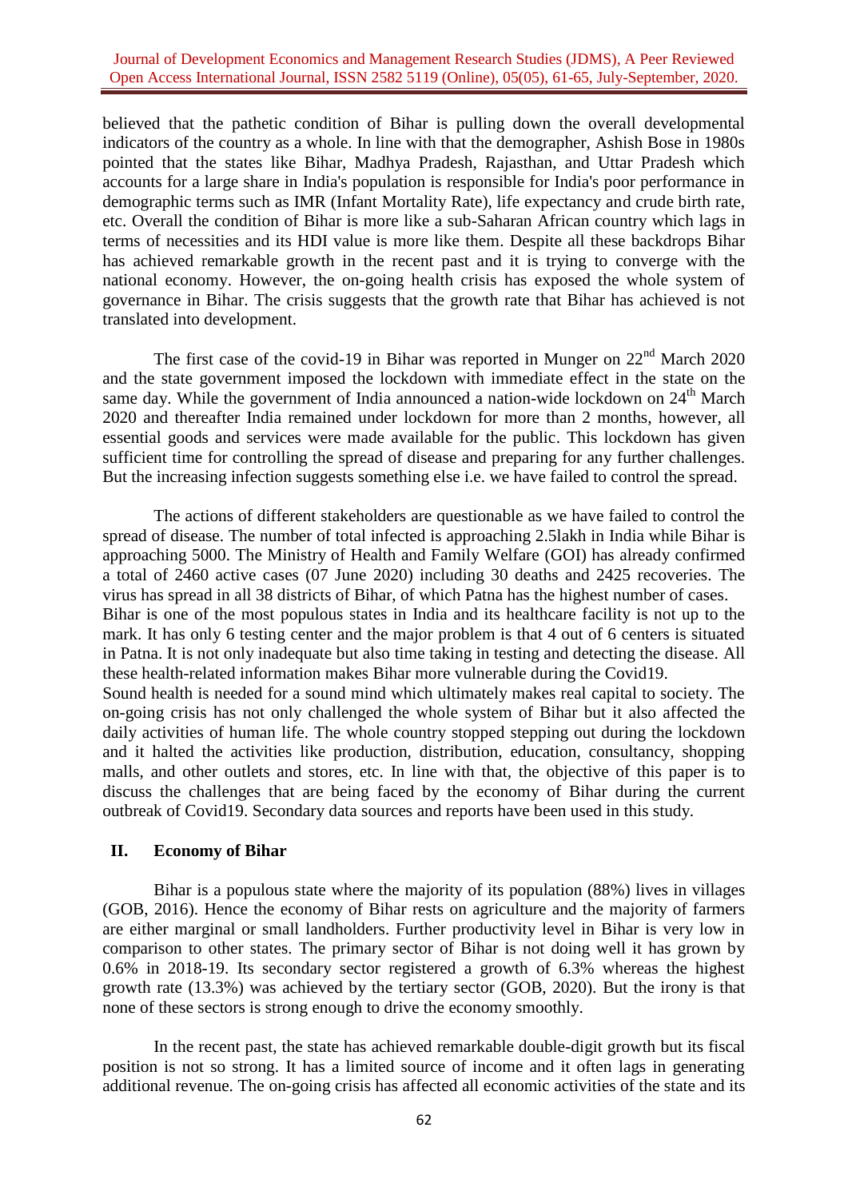believed that the pathetic condition of Bihar is pulling down the overall developmental indicators of the country as a whole. In line with that the demographer, Ashish Bose in 1980s pointed that the states like Bihar, Madhya Pradesh, Rajasthan, and Uttar Pradesh which accounts for a large share in India's population is responsible for India's poor performance in demographic terms such as IMR (Infant Mortality Rate), life expectancy and crude birth rate, etc. Overall the condition of Bihar is more like a sub-Saharan African country which lags in terms of necessities and its HDI value is more like them. Despite all these backdrops Bihar has achieved remarkable growth in the recent past and it is trying to converge with the national economy. However, the on-going health crisis has exposed the whole system of governance in Bihar. The crisis suggests that the growth rate that Bihar has achieved is not translated into development.

The first case of the covid-19 in Bihar was reported in Munger on 22nd March 2020 and the state government imposed the lockdown with immediate effect in the state on the same day. While the government of India announced a nation-wide lockdown on 24th March 2020 and thereafter India remained under lockdown for more than 2 months, however, all essential goods and services were made available for the public. This lockdown has given sufficient time for controlling the spread of disease and preparing for any further challenges. But the increasing infection suggests something else i.e. we have failed to control the spread.

The actions of different stakeholders are questionable as we have failed to control the spread of disease. The number of total infected is approaching 2.5lakh in India while Bihar is approaching 5000. The Ministry of Health and Family Welfare (GOI) has already confirmed a total of 2460 active cases (07 June 2020) including 30 deaths and 2425 recoveries. The virus has spread in all 38 districts of Bihar, of which Patna has the highest number of cases.

Bihar is one of the most populous states in India and its healthcare facility is not up to the mark. It has only 6 testing center and the major problem is that 4 out of 6 centers is situated in Patna. It is not only inadequate but also time taking in testing and detecting the disease. All these health-related information makes Bihar more vulnerable during the Covid19.

Sound health is needed for a sound mind which ultimately makes real capital to society. The on-going crisis has not only challenged the whole system of Bihar but it also affected the daily activities of human life. The whole country stopped stepping out during the lockdown and it halted the activities like production, distribution, education, consultancy, shopping malls, and other outlets and stores, etc. In line with that, the objective of this paper is to discuss the challenges that are being faced by the economy of Bihar during the current outbreak of Covid19. Secondary data sources and reports have been used in this study.

## II. Economy of Bihar

Bihar is a populous state where the majority of its population (88%) lives in villages (GOB, 2016). Hence the economy of Bihar rests on agriculture and the majority of farmers are either marginal or small landholders. Further productivity level in Bihar is very low in comparison to other states. The primary sector of Bihar is not doing well it has grown by 0.6% in 2018-19. Its secondary sector registered a growth of 6.3% whereas the highest growth rate (13.3%) was achieved by the tertiary sector (GOB, 2020). But the irony is that none of these sectors is strong enough to drive the economy smoothly.

In the recent past, the state has achieved remarkable double-digit growth but its fiscal position is not so strong. It has a limited source of income and it often lags in generating additional revenue. The on-going crisis has affected all economic activities of the state and its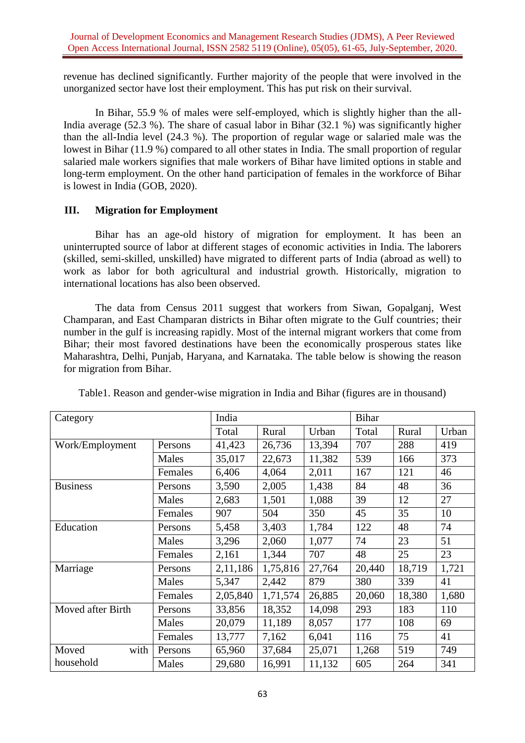revenue has declined significantly. Further majority of the people that were involved in the unorganized sector have lost their employment. This has put risk on their survival.

In Bihar, 55.9 % of males were self-employed, which is slightly higher than the all-India average (52.3 %). The share of casual labor in Bihar (32.1 %) was significantly higher than the all-India level (24.3 %). The proportion of regular wage or salaried male was the lowest in Bihar (11.9 %) compared to all other states in India. The small proportion of regular salaried male workers signifies that male workers of Bihar have limited options in stable and long-term employment. On the other hand participation of females in the workforce of Bihar is lowest in India (GOB, 2020).

## III. Migration for Employment

Bihar has an age-old history of migration for employment. It has been an uninterrupted source of labor at different stages of economic activities in India. The laborers (skilled, semi-skilled, unskilled) have migrated to different parts of India (abroad as well) to work as labor for both agricultural and industrial growth. Historically, migration to international locations has also been observed.

The data from Census 2011 suggest that workers from Siwan, Gopalganj, West Champaran, and East Champaran districts in Bihar often migrate to the Gulf countries; their number in the gulf is increasing rapidly. Most of the internal migrant workers that come from Bihar; their most favored destinations have been the economically prosperous states like Maharashtra, Delhi, Punjab, Haryana, and Karnataka. The table below is showing the reason for migration from Bihar.

Table1. Reason and gender-wise migration in India and Bihar (figures are in thousand)

| Category | | India | | | Bihar | | |
|---|---|---|---|---|---|---|---|
| | | Total | Rural | Urban | Total | Rural | Urban |
| Work/Employment | Persons | 41,423 | 26,736 | 13,394 | 707 | 288 | 419 |
| | Males | 35,017 | 22,673 | 11,382 | 539 | 166 | 373 |
| | Females | 6,406 | 4,064 | 2,011 | 167 | 121 | 46 |
| Business | Persons | 3,590 | 2,005 | 1,438 | 84 | 48 | 36 |
| | Males | 2,683 | 1,501 | 1,088 | 39 | 12 | 27 |
| | Females | 907 | 504 | 350 | 45 | 35 | 10 |
| Education | Persons | 5,458 | 3,403 | 1,784 | 122 | 48 | 74 |
| | Males | 3,296 | 2,060 | 1,077 | 74 | 23 | 51 |
| | Females | 2,161 | 1,344 | 707 | 48 | 25 | 23 |
| Marriage | Persons | 2,11,186 | 1,75,816 | 27,764 | 20,440 | 18,719 | 1,721 |
| | Males | 5,347 | 2,442 | 879 | 380 | 339 | 41 |
| | Females | 2,05,840 | 1,71,574 | 26,885 | 20,060 | 18,380 | 1,680 |
| Moved after Birth | Persons | 33,856 | 18,352 | 14,098 | 293 | 183 | 110 |
| | Males | 20,079 | 11,189 | 8,057 | 177 | 108 | 69 |
| | Females | 13,777 | 7,162 | 6,041 | 116 | 75 | 41 |
| Moved with household | Persons | 65,960 | 37,684 | 25,071 | 1,268 | 519 | 749 |
| | Males | 29,680 | 16,991 | 11,132 | 605 | 264 | 341 |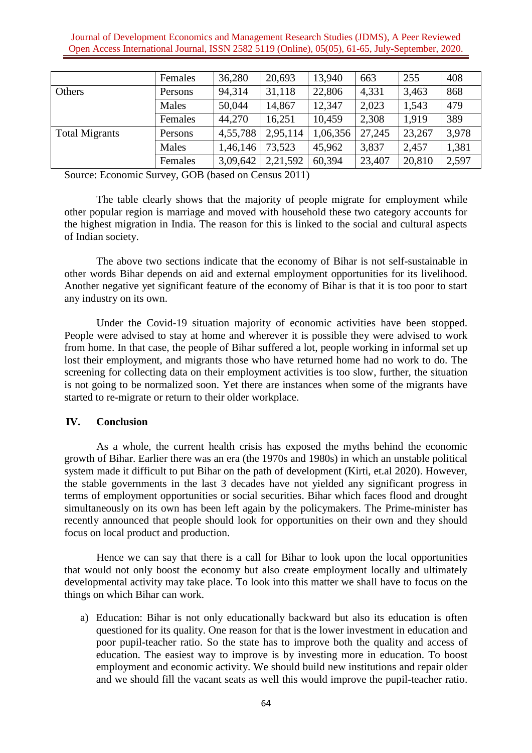| | Females | 36,280 | 20,693 | 13,940 | 663 | 255 | 408 |
|---|---|---|---|---|---|---|---|
| Others | Persons | 94,314 | 31,118 | 22,806 | 4,331 | 3,463 | 868 |
| | Males | 50,044 | 14,867 | 12,347 | 2,023 | 1,543 | 479 |
| | Females | 44,270 | 16,251 | 10,459 | 2,308 | 1,919 | 389 |
| Total Migrants | Persons | 4,55,788 | 2,95,114 | 1,06,356 | 27,245 | 23,267 | 3,978 |
| | Males | 1,46,146 | 73,523 | 45,962 | 3,837 | 2,457 | 1,381 |
| | Females | 3,09,642 | 2,21,592 | 60,394 | 23,407 | 20,810 | 2,597 |

Source: Economic Survey, GOB (based on Census 2011)

The table clearly shows that the majority of people migrate for employment while other popular region is marriage and moved with household these two category accounts for the highest migration in India. The reason for this is linked to the social and cultural aspects of Indian society.

The above two sections indicate that the economy of Bihar is not self-sustainable in other words Bihar depends on aid and external employment opportunities for its livelihood. Another negative yet significant feature of the economy of Bihar is that it is too poor to start any industry on its own.

Under the Covid-19 situation majority of economic activities have been stopped. People were advised to stay at home and wherever it is possible they were advised to work from home. In that case, the people of Bihar suffered a lot, people working in informal set up lost their employment, and migrants those who have returned home had no work to do. The screening for collecting data on their employment activities is too slow, further, the situation is not going to be normalized soon. Yet there are instances when some of the migrants have started to re-migrate or return to their older workplace.

## IV. Conclusion

As a whole, the current health crisis has exposed the myths behind the economic growth of Bihar. Earlier there was an era (the 1970s and 1980s) in which an unstable political system made it difficult to put Bihar on the path of development (Kirti, et.al 2020). However, the stable governments in the last 3 decades have not yielded any significant progress in terms of employment opportunities or social securities. Bihar which faces flood and drought simultaneously on its own has been left again by the policymakers. The Prime-minister has recently announced that people should look for opportunities on their own and they should focus on local product and production.

Hence we can say that there is a call for Bihar to look upon the local opportunities that would not only boost the economy but also create employment locally and ultimately developmental activity may take place. To look into this matter we shall have to focus on the things on which Bihar can work.

a) Education: Bihar is not only educationally backward but also its education is often questioned for its quality. One reason for that is the lower investment in education and poor pupil-teacher ratio. So the state has to improve both the quality and access of education. The easiest way to improve is by investing more in education. To boost employment and economic activity. We should build new institutions and repair older and we should fill the vacant seats as well this would improve the pupil-teacher ratio.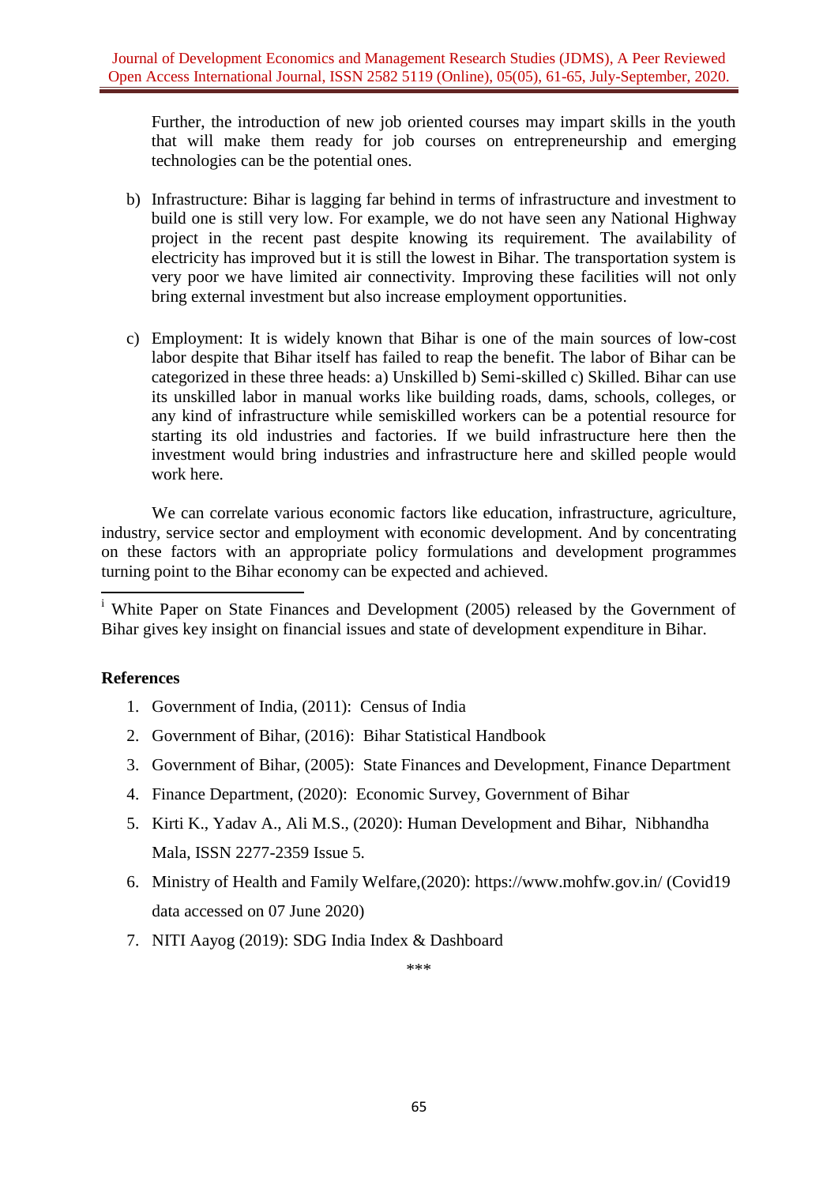Further, the introduction of new job oriented courses may impart skills in the youth that will make them ready for job courses on entrepreneurship and emerging technologies can be the potential ones.

b) Infrastructure: Bihar is lagging far behind in terms of infrastructure and investment to build one is still very low. For example, we do not have seen any National Highway project in the recent past despite knowing its requirement. The availability of electricity has improved but it is still the lowest in Bihar. The transportation system is very poor we have limited air connectivity. Improving these facilities will not only bring external investment but also increase employment opportunities.

c) Employment: It is widely known that Bihar is one of the main sources of low-cost labor despite that Bihar itself has failed to reap the benefit. The labor of Bihar can be categorized in these three heads: a) Unskilled b) Semi-skilled c) Skilled. Bihar can use its unskilled labor in manual works like building roads, dams, schools, colleges, or any kind of infrastructure while semiskilled workers can be a potential resource for starting its old industries and factories. If we build infrastructure here then the investment would bring industries and infrastructure here and skilled people would work here.

We can correlate various economic factors like education, infrastructure, agriculture, industry, service sector and employment with economic development. And by concentrating on these factors with an appropriate policy formulations and development programmes turning point to the Bihar economy can be expected and achieved.

---

[i] White Paper on State Finances and Development (2005) released by the Government of Bihar gives key insight on financial issues and state of development expenditure in Bihar.

**References**

1. Government of India, (2011): Census of India
2. Government of Bihar, (2016): Bihar Statistical Handbook
3. Government of Bihar, (2005): State Finances and Development, Finance Department
4. Finance Department, (2020): Economic Survey, Government of Bihar
5. Kirti K., Yadav A., Ali M.S., (2020): Human Development and Bihar, Nibhandha Mala, ISSN 2277-2359 Issue 5.
6. Ministry of Health and Family Welfare,(2020): https://www.mohfw.gov.in/ (Covid19 data accessed on 07 June 2020)
7. NITI Aayog (2019): SDG India Index & Dashboard

***